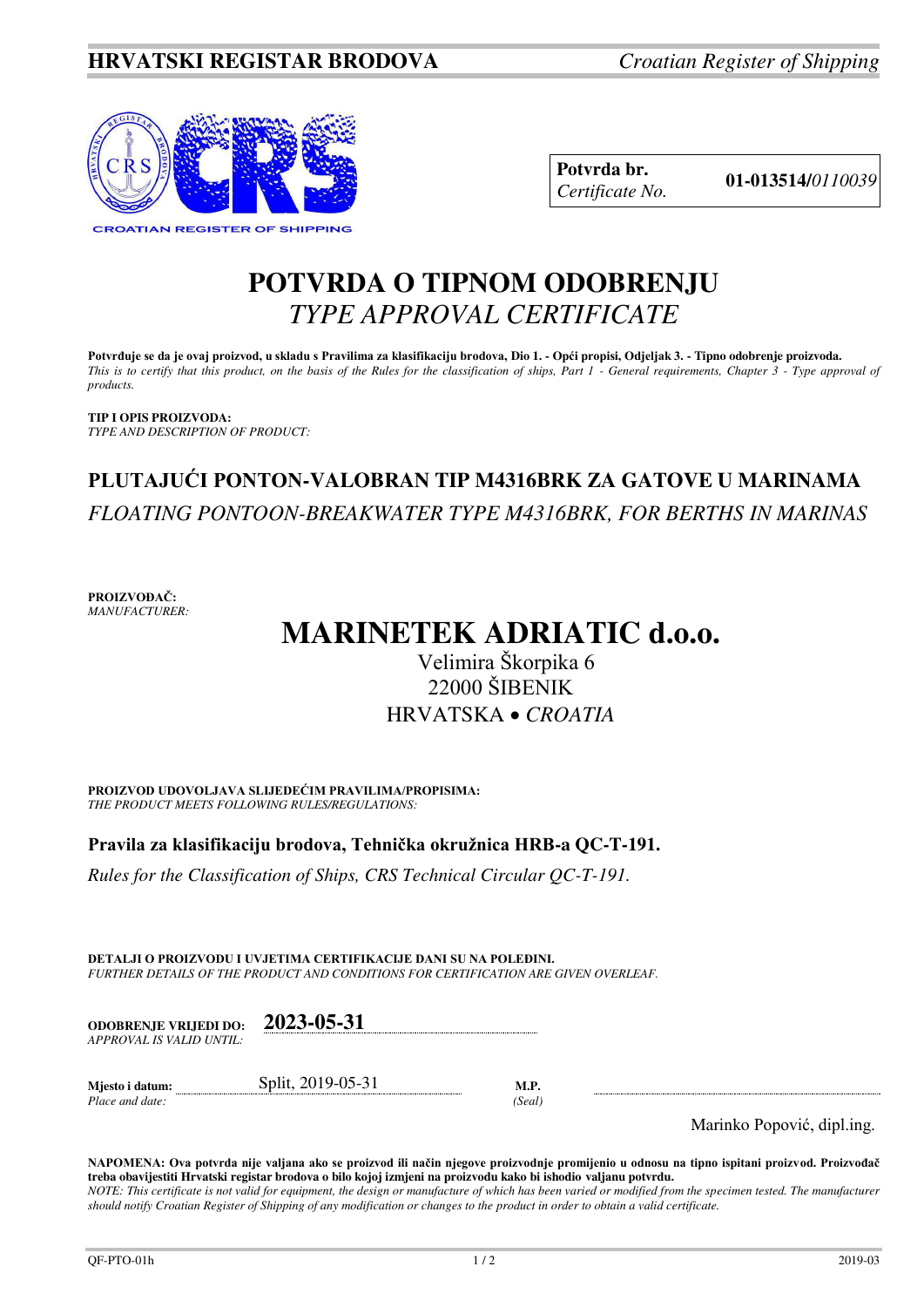**HRVATSKI REGISTAR BRODOVA** *Croatian Register of Shipping*

CROATIAN REGISTER OF SHIPPING

| **Potvrda br.** *Certificate No.* | **01-013514/***0110039* |
|---|---|

# POTVRDA O TIPNOM ODOBRENJU
## *TYPE APPROVAL CERTIFICATE*

**Potvrđuje se da je ovaj proizvod, u skladu s Pravilima za klasifikaciju brodova, Dio 1. - Opći propisi, Odjeljak 3. - Tipno odobrenje proizvoda.**
*This is to certify that this product, on the basis of the Rules for the classification of ships, Part 1 - General requirements, Chapter 3 - Type approval of products.*

**TIP I OPIS PROIZVODA:**
*TYPE AND DESCRIPTION OF PRODUCT:*

## PLUTAJUĆI PONTON-VALOBRAN TIP M4316BRK ZA GATOVE U MARINAMA
*FLOATING PONTOON-BREAKWATER TYPE M4316BRK, FOR BERTHS IN MARINAS*

**PROIZVOĐAČ:**
*MANUFACTURER:*

# MARINETEK ADRIATIC d.o.o.
Velimira Škorpika 6
22000 ŠIBENIK
HRVATSKA • *CROATIA*

**PROIZVOD UDOVOLJAVA SLIJEDEĆIM PRAVILIMA/PROPISIMA:**
*THE PRODUCT MEETS FOLLOWING RULES/REGULATIONS:*

**Pravila za klasifikaciju brodova, Tehnička okružnica HRB-a QC-T-191.**

*Rules for the Classification of Ships, CRS Technical Circular QC-T-191.*

**DETALJI O PROIZVODU I UVJETIMA CERTIFIKACIJE DANI SU NA POLEĐINI.**
*FURTHER DETAILS OF THE PRODUCT AND CONDITIONS FOR CERTIFICATION ARE GIVEN OVERLEAF.*

**ODOBRENJE VRIJEDI DO:** *APPROVAL IS VALID UNTIL:* **2023-05-31**

**Mjesto i datum:** *Place and date:* Split, 2019-05-31

**M.P.** *(Seal)*

Marinko Popović, dipl.ing.

**NAPOMENA: Ova potvrda nije valjana ako se proizvod ili način njegove proizvodnje promijenio u odnosu na tipno ispitani proizvod. Proizvođač treba obavijestiti Hrvatski registar brodova o bilo kojoj izmjeni na proizvodu kako bi ishodio valjanu potvrdu.**
*NOTE: This certificate is not valid for equipment, the design or manufacture of which has been varied or modified from the specimen tested. The manufacturer should notify Croatian Register of Shipping of any modification or changes to the product in order to obtain a valid certificate.*

QF-PTO-01h 2019-03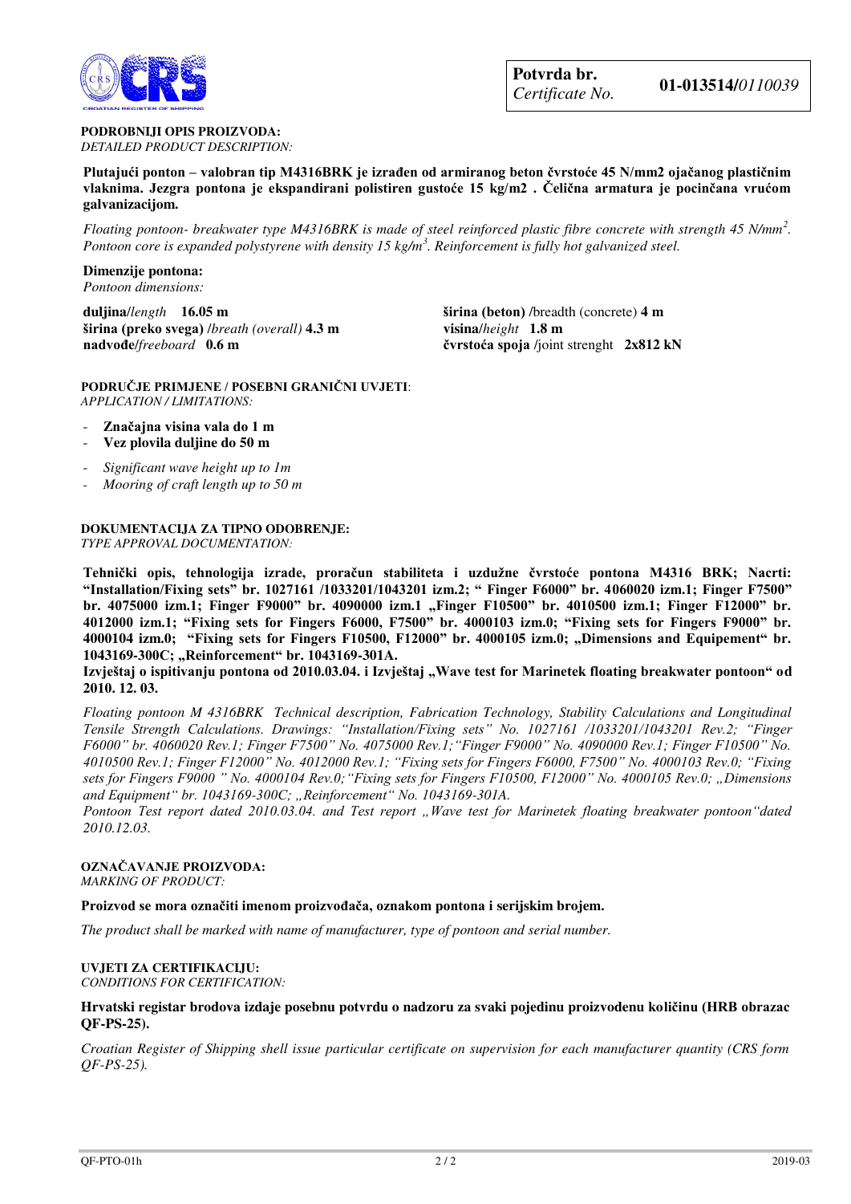| **Potvrda br.** *Certificate No.* | **01-013514/***0110039* |
|---|---|

**PODROBNIJI OPIS PROIZVODA:**
*DETAILED PRODUCT DESCRIPTION:*

**Plutajući ponton – valobran tip M4316BRK je izrađen od armiranog beton čvrstoće 45 N/mm2 ojačanog plastičnim vlaknima. Jezgra pontona je ekspandirani polistiren gustoće 15 kg/m2 . Čelična armatura je pocinčana vrućom galvanizacijom.**

*Floating pontoon- breakwater type M4316BRK is made of steel reinforced plastic fibre concrete with strength 45 N/mm$^2$. Pontoon core is expanded polystyrene with density 15 kg/m$^3$. Reinforcement is fully hot galvanized steel.*

**Dimenzije pontona:**
*Pontoon dimensions:*

**duljina/***length* **16.05 m**
**širina (preko svega) /***breath (overall)* **4.3 m**
**nadvođe/***freeboard* **0.6 m**
**širina (beton) /**breadth (concrete) **4 m**
**visina/***height* **1.8 m**
**čvrstoća spoja** /joint strenght **2x812 kN**

**PODRUČJE PRIMJENE / POSEBNI GRANIČNI UVJETI**:
*APPLICATION / LIMITATIONS:*

- **Značajna visina vala do 1 m**
- **Vez plovila duljine do 50 m**

- *Significant wave height up to 1m*
- *Mooring of craft length up to 50 m*

**DOKUMENTACIJA ZA TIPNO ODOBRENJE:**
*TYPE APPROVAL DOCUMENTATION:*

**Tehnički opis, tehnologija izrade, proračun stabiliteta i uzdužne čvrstoće pontona M4316 BRK; Nacrti: "Installation/Fixing sets" br. 1027161 /1033201/1043201 izm.2; " Finger F6000" br. 4060020 izm.1; Finger F7500" br. 4075000 izm.1; Finger F9000" br. 4090000 izm.1 „Finger F10500" br. 4010500 izm.1; Finger F12000" br. 4012000 izm.1; "Fixing sets for Fingers F6000, F7500" br. 4000103 izm.0; "Fixing sets for Fingers F9000" br. 4000104 izm.0; "Fixing sets for Fingers F10500, F12000" br. 4000105 izm.0; „Dimensions and Equipement" br. 1043169-300C; „Reinforcement" br. 1043169-301A.**
**Izvještaj o ispitivanju pontona od 2010.03.04. i Izvještaj „Wave test for Marinetek floating breakwater pontoon" od 2010. 12. 03.**

*Floating pontoon M 4316BRK Technical description, Fabrication Technology, Stability Calculations and Longitudinal Tensile Strength Calculations. Drawings: "Installation/Fixing sets" No. 1027161 /1033201/1043201 Rev.2; "Finger F6000" br. 4060020 Rev.1; Finger F7500" No. 4075000 Rev.1;"Finger F9000" No. 4090000 Rev.1; Finger F10500" No. 4010500 Rev.1; Finger F12000" No. 4012000 Rev.1; "Fixing sets for Fingers F6000, F7500" No. 4000103 Rev.0; "Fixing sets for Fingers F9000 " No. 4000104 Rev.0;"Fixing sets for Fingers F10500, F12000" No. 4000105 Rev.0; „Dimensions and Equipment" br. 1043169-300C; „Reinforcement" No. 1043169-301A.*
*Pontoon Test report dated 2010.03.04. and Test report „Wave test for Marinetek floating breakwater pontoon" dated 2010.12.03.*

**OZNAČAVANJE PROIZVODA:**
*MARKING OF PRODUCT:*

**Proizvod se mora označiti imenom proizvođača, oznakom pontona i serijskim brojem.**

*The product shall be marked with name of manufacturer, type of pontoon and serial number.*

**UVJETI ZA CERTIFIKACIJU:**
*CONDITIONS FOR CERTIFICATION:*

**Hrvatski registar brodova izdaje posebnu potvrdu o nadzoru za svaki pojedinu proizvodenu količinu (HRB obrazac QF-PS-25).**

*Croatian Register of Shipping shell issue particular certificate on supervision for each manufacturer quantity (CRS form QF-PS-25).*